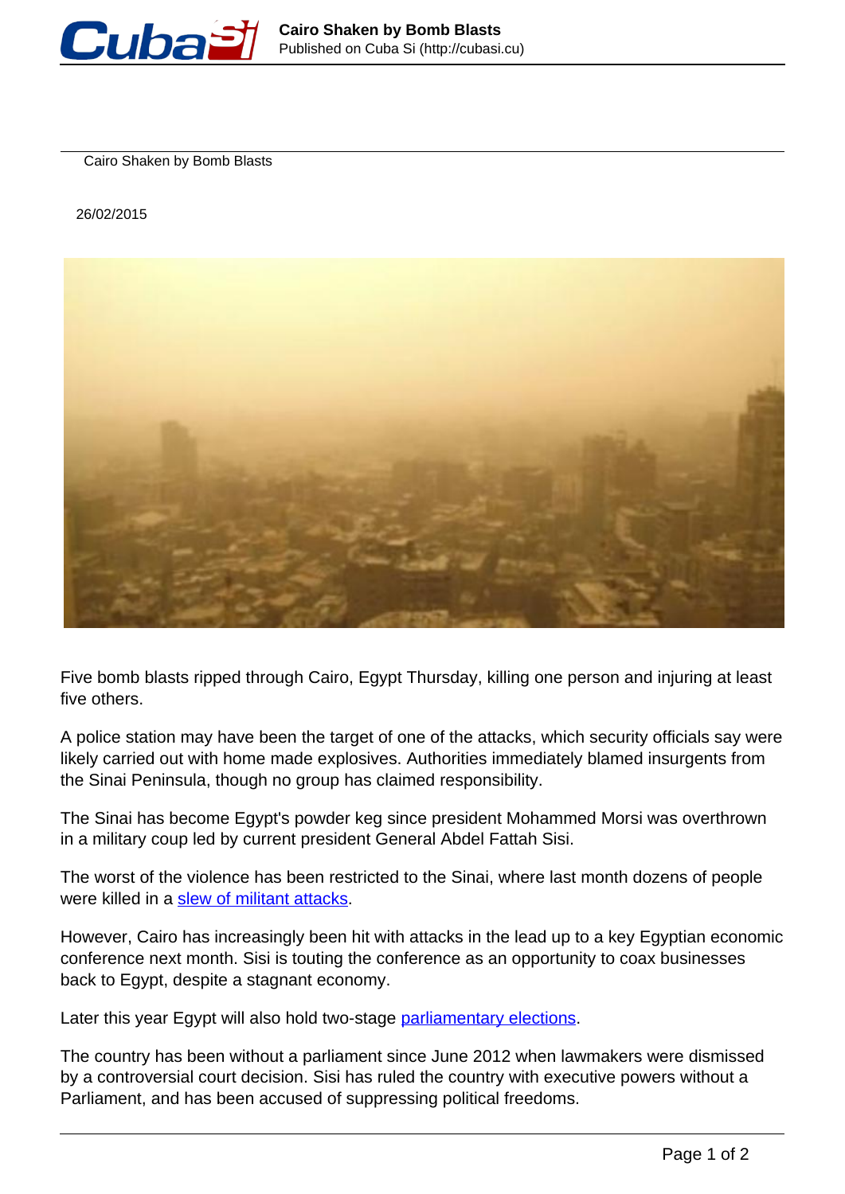# Cairo Shaken by Bomb Blasts

26/02/2015

Five bomb blasts ripped through Cairo, Egypt Thursday, killing one person and injuring at least five others.

A police station may have been the target of one of the attacks, which security officials say were likely carried out with home made explosives. Authorities immediately blamed insurgents from the Sinai Peninsula, though no group has claimed responsibility.

The Sinai has become Egypt's powder keg since president Mohammed Morsi was overthrown in a military coup led by current president General Abdel Fattah Sisi.

The worst of the violence has been restricted to the Sinai, where last month dozens of people were killed in a slew of militant attacks.

However, Cairo has increasingly been hit with attacks in the lead up to a key Egyptian economic conference next month. Sisi is touting the conference as an opportunity to coax businesses back to Egypt, despite a stagnant economy.

Later this year Egypt will also hold two-stage parliamentary elections.

The country has been without a parliament since June 2012 when lawmakers were dismissed by a controversial court decision. Sisi has ruled the country with executive powers without a Parliament, and has been accused of suppressing political freedoms.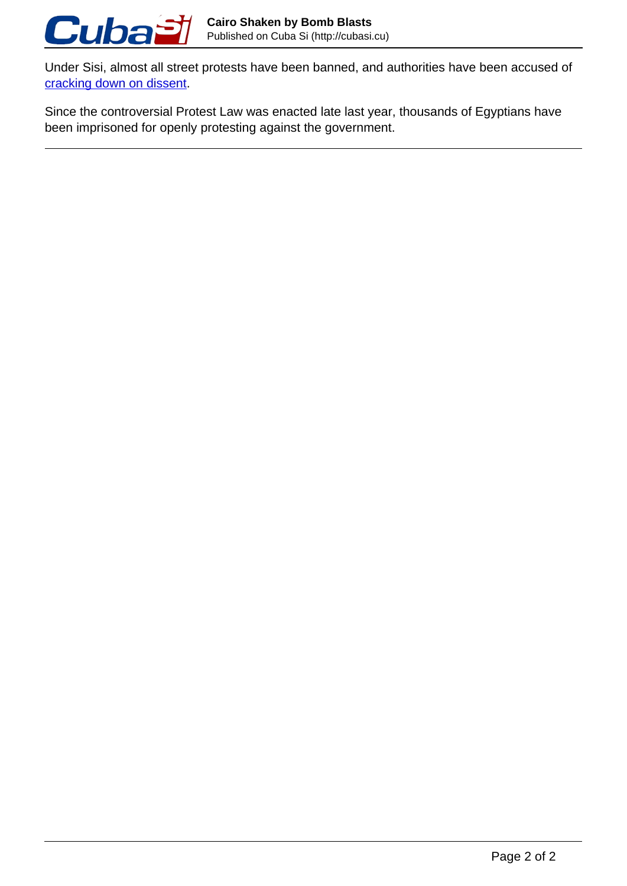Under Sisi, almost all street protests have been banned, and authorities have been accused of cracking down on dissent.

Since the controversial Protest Law was enacted late last year, thousands of Egyptians have been imprisoned for openly protesting against the government.